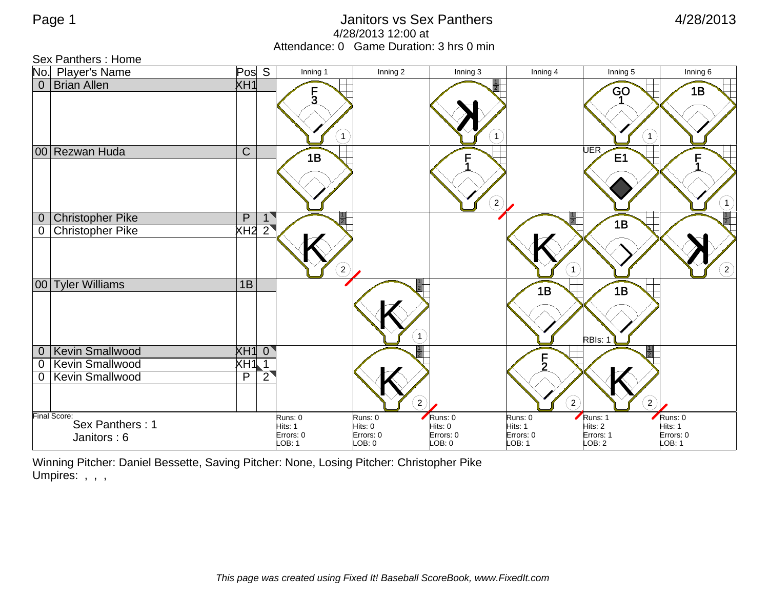# Janitors vs Sex Panthers

4/28/2013 12:00 at
Attendance: 0   Game Duration: 3 hrs 0 min

4/28/2013

**Sex Panthers : Home**

| No. | Player's Name | Pos | S | Inning 1 | Inning 2 | Inning 3 | Inning 4 | Inning 5 | Inning 6 |
|---|---|---|---|---|---|---|---|---|---|
| 0 | Brian Allen | XH1 | | F3 (1) | | K (1) | | GO 1 (1) | 1B |
| 00 | Rezwan Huda | C | | 1B | | F1 (2) | | UER E1 | F1 (1) |
| 0 | Christopher Pike | P | 1 | K (2) | | | K (1) | 1B | K (2) |
| 0 | Christopher Pike | XH2 | 2 | | | | | | |
| 00 | Tyler Williams | 1B | | | K (1) | | 1B | 1B RBIs: 1 | |
| 0 | Kevin Smallwood | XH1 | 0 | | K (2) | | F2 (2) | K (2) | |
| 0 | Kevin Smallwood | XH1 | 1 | | | | | | |
| 0 | Kevin Smallwood | P | 2 | | | | | | |
| Final Score: Sex Panthers : 1, Janitors : 6 | | | | Runs: 0 Hits: 1 Errors: 0 LOB: 1 | Runs: 0 Hits: 0 Errors: 0 LOB: 0 | Runs: 0 Hits: 0 Errors: 0 LOB: 0 | Runs: 0 Hits: 1 Errors: 0 LOB: 1 | Runs: 1 Hits: 2 Errors: 1 LOB: 2 | Runs: 0 Hits: 1 Errors: 0 LOB: 1 |

Winning Pitcher: Daniel Bessette, Saving Pitcher: None, Losing Pitcher: Christopher Pike
Umpires: , , ,

*This page was created using Fixed It! Baseball ScoreBook, www.FixedIt.com*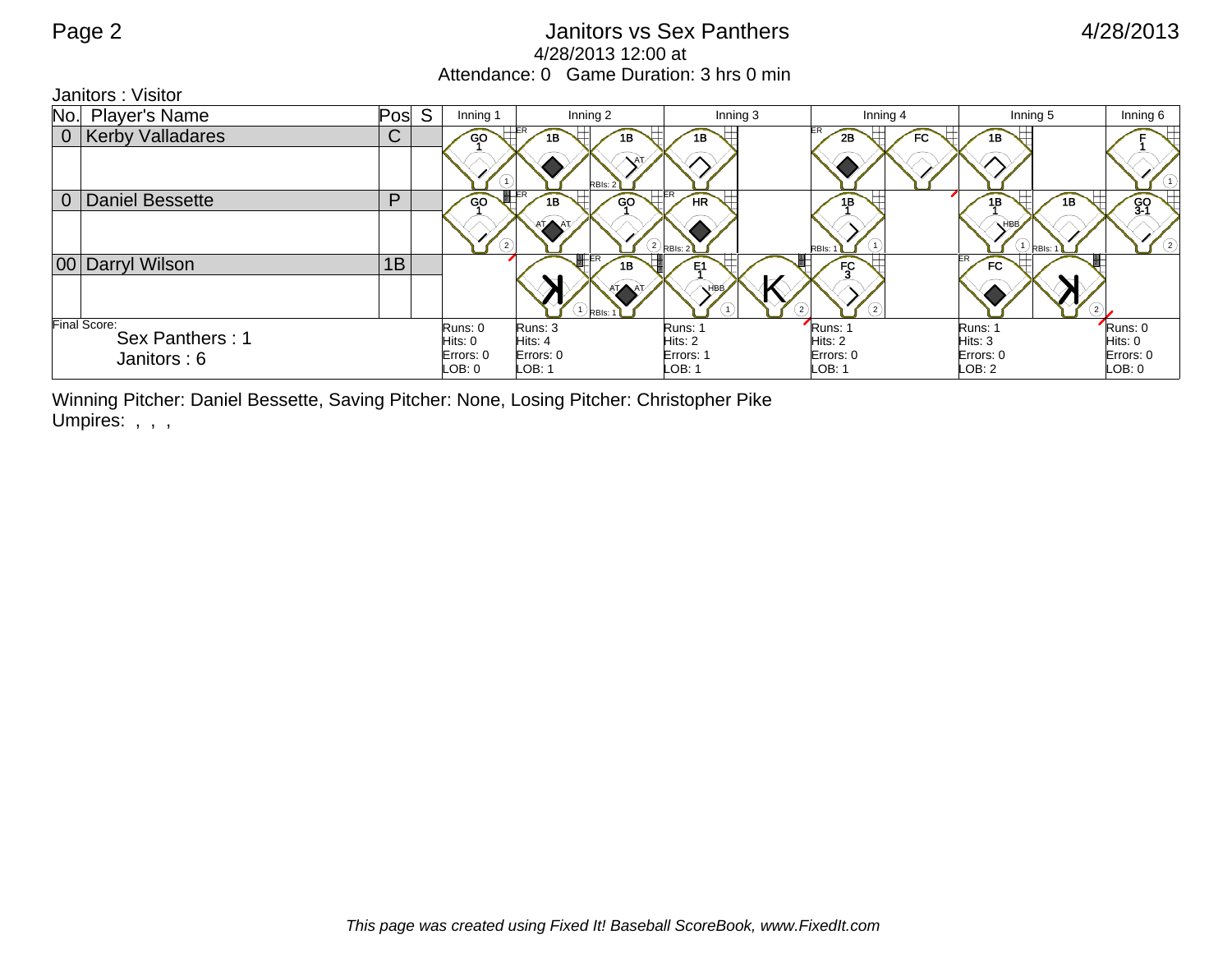# Janitors vs Sex Panthers

4/28/2013 12:00 at

Attendance: 0   Game Duration: 3 hrs 0 min

Janitors : Visitor

| No. | Player's Name | Pos | S | Inning 1 | Inning 2 | | Inning 3 | | Inning 4 | | Inning 5 | | Inning 6 |
|---|---|---|---|---|---|---|---|---|---|---|---|---|---|
| 0 | Kerby Valladares | C | | GO 1 | 1B | 1B AT RBIs: 2 | 1B | | 2B | FC | 1B | | F 1 |
| 0 | Daniel Bessette | P | | GO 1 | 1B AT AT | GO 1 | HR RBIs: 2 | | 1B 1 RBIs: 1 | | 1B 1 HBB | 1B RBIs: 1 | GO 3-1 |
| 00 | Darryl Wilson | 1B | | | K | 1B AT AT RBIs: 1 | E1 1 HBB | K | FC 3 | | FC | K | |
| Final Score: Sex Panthers : 1, Janitors : 6 | | | | Runs: 0 Hits: 0 Errors: 0 LOB: 0 | Runs: 3 Hits: 4 Errors: 0 LOB: 1 | | Runs: 1 Hits: 2 Errors: 1 LOB: 1 | | Runs: 1 Hits: 2 Errors: 0 LOB: 1 | | Runs: 1 Hits: 3 Errors: 0 LOB: 2 | | Runs: 0 Hits: 0 Errors: 0 LOB: 0 |

Winning Pitcher: Daniel Bessette, Saving Pitcher: None, Losing Pitcher: Christopher Pike

Umpires: , , ,

*This page was created using Fixed It! Baseball ScoreBook, www.FixedIt.com*